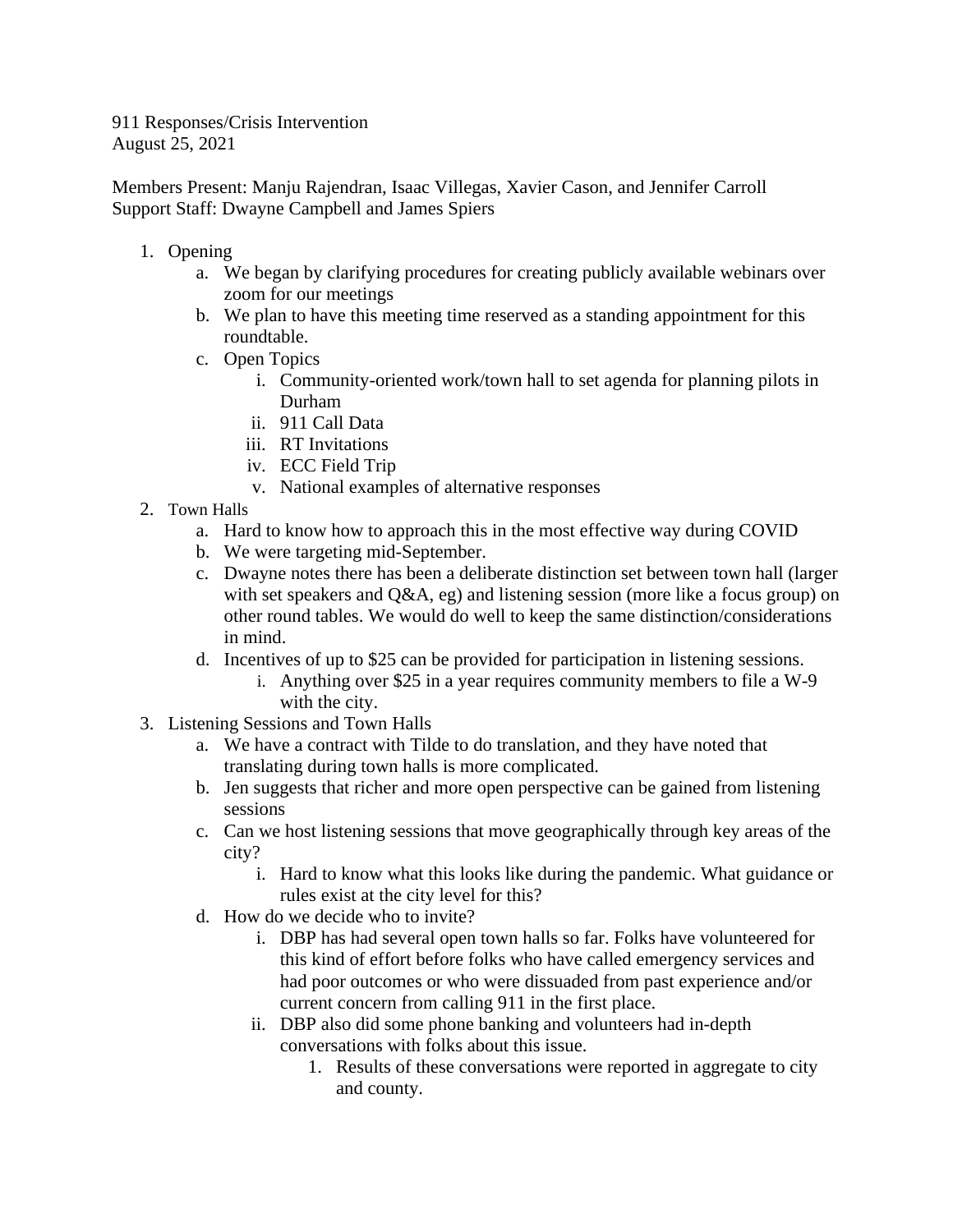911 Responses/Crisis Intervention
August 25, 2021

Members Present: Manju Rajendran, Isaac Villegas, Xavier Cason, and Jennifer Carroll
Support Staff: Dwayne Campbell and James Spiers

1. Opening
   a. We began by clarifying procedures for creating publicly available webinars over zoom for our meetings
   b. We plan to have this meeting time reserved as a standing appointment for this roundtable.
   c. Open Topics
      i. Community-oriented work/town hall to set agenda for planning pilots in Durham
      ii. 911 Call Data
      iii. RT Invitations
      iv. ECC Field Trip
      v. National examples of alternative responses
2. Town Halls
   a. Hard to know how to approach this in the most effective way during COVID
   b. We were targeting mid-September.
   c. Dwayne notes there has been a deliberate distinction set between town hall (larger with set speakers and Q&A, eg) and listening session (more like a focus group) on other round tables. We would do well to keep the same distinction/considerations in mind.
   d. Incentives of up to $25 can be provided for participation in listening sessions.
      i. Anything over $25 in a year requires community members to file a W-9 with the city.
3. Listening Sessions and Town Halls
   a. We have a contract with Tilde to do translation, and they have noted that translating during town halls is more complicated.
   b. Jen suggests that richer and more open perspective can be gained from listening sessions
   c. Can we host listening sessions that move geographically through key areas of the city?
      i. Hard to know what this looks like during the pandemic. What guidance or rules exist at the city level for this?
   d. How do we decide who to invite?
      i. DBP has had several open town halls so far. Folks have volunteered for this kind of effort before folks who have called emergency services and had poor outcomes or who were dissuaded from past experience and/or current concern from calling 911 in the first place.
      ii. DBP also did some phone banking and volunteers had in-depth conversations with folks about this issue.
         1. Results of these conversations were reported in aggregate to city and county.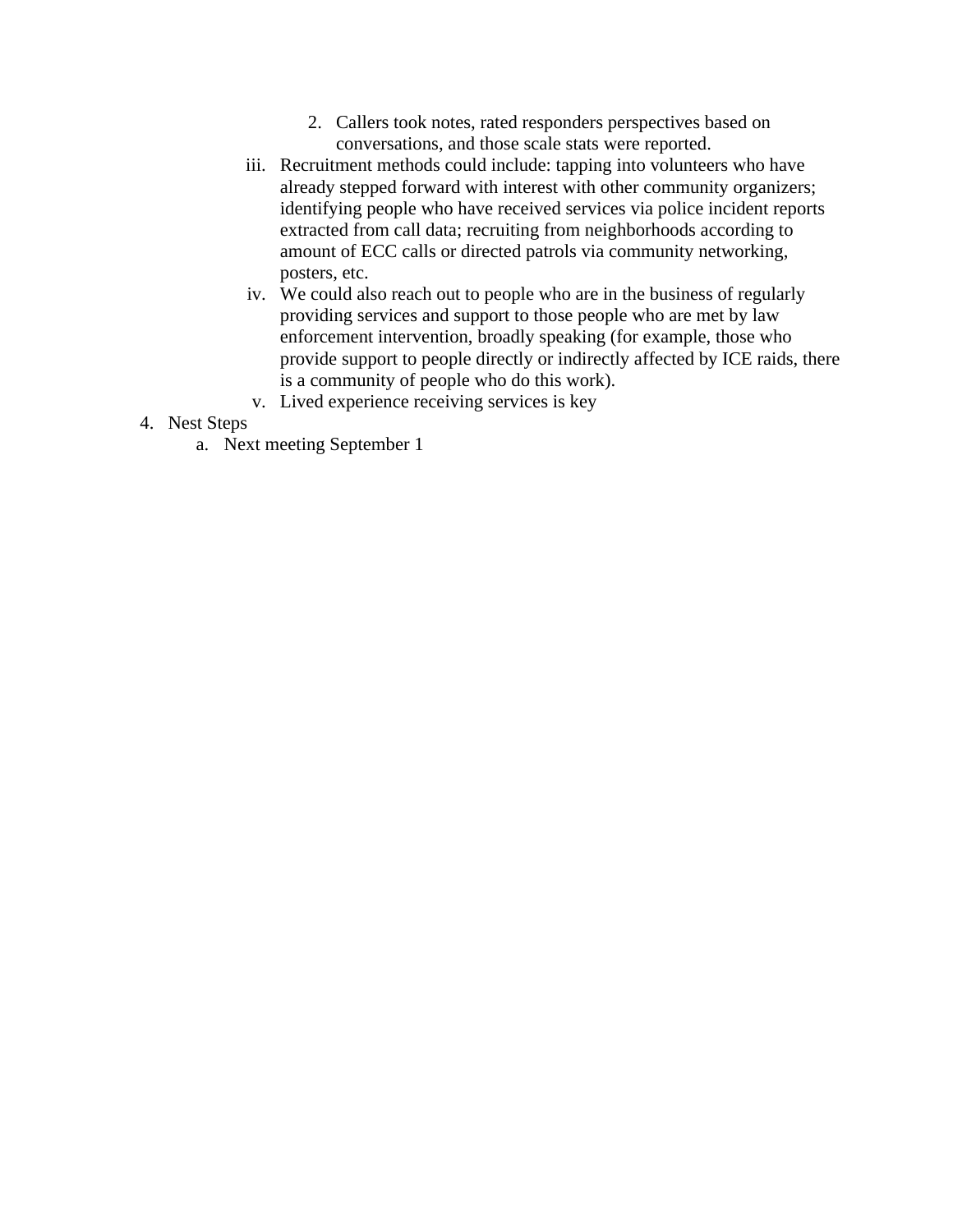2. Callers took notes, rated responders perspectives based on conversations, and those scale stats were reported.

        iii. Recruitment methods could include: tapping into volunteers who have already stepped forward with interest with other community organizers; identifying people who have received services via police incident reports extracted from call data; recruiting from neighborhoods according to amount of ECC calls or directed patrols via community networking, posters, etc.

        iv. We could also reach out to people who are in the business of regularly providing services and support to those people who are met by law enforcement intervention, broadly speaking (for example, those who provide support to people directly or indirectly affected by ICE raids, there is a community of people who do this work).

        v. Lived experience receiving services is key

4. Nest Steps

    a. Next meeting September 1